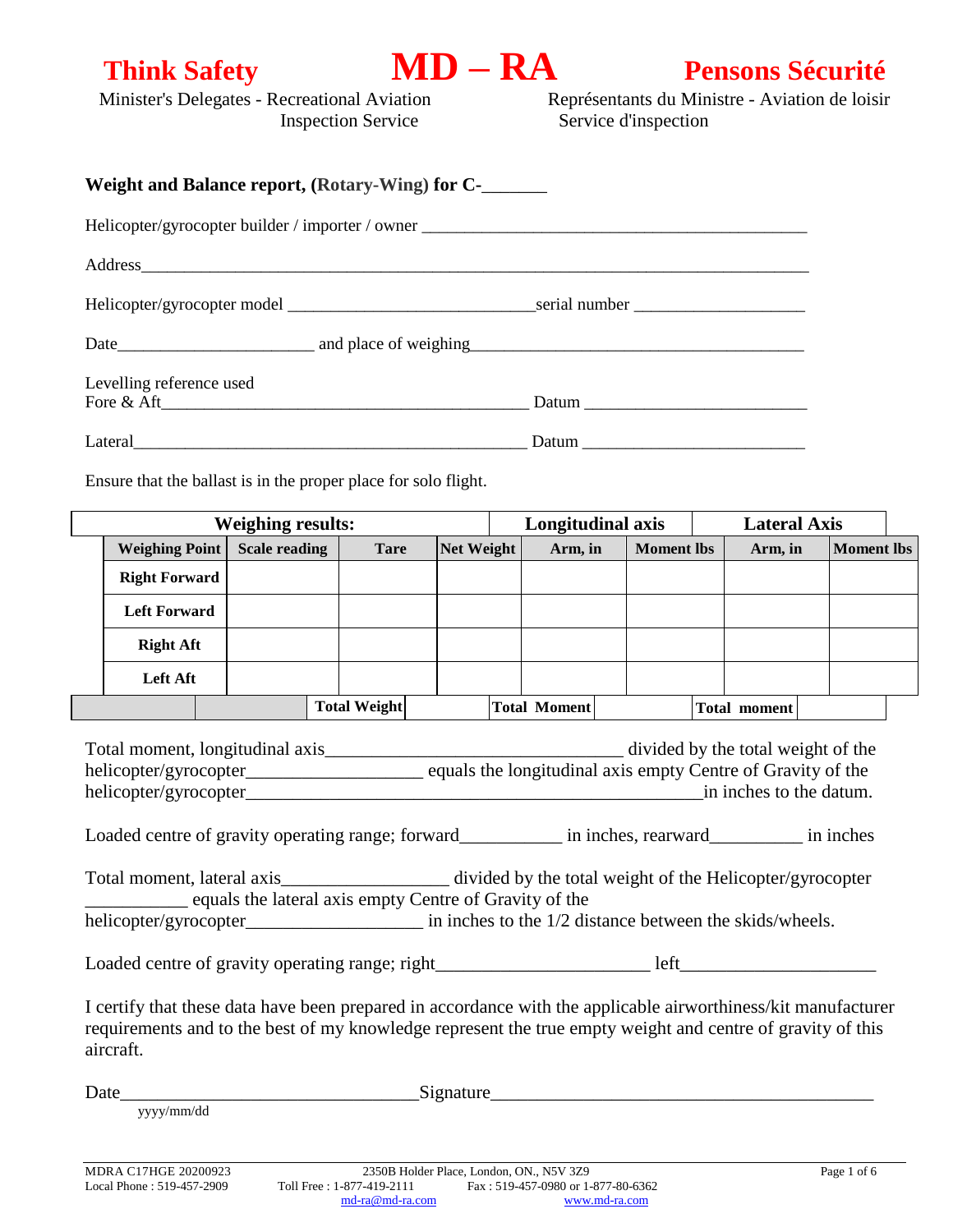**Think Safety** **MD – RA** **Pensons Sécurité**

Minister's Delegates - Recreational Aviation
Inspection Service

Représentants du Ministre - Aviation de loisir
Service d'inspection

**Weight and Balance report, (Rotary-Wing) for C-_______**

Helicopter/gyrocopter builder / importer / owner _____________________________________________

Address___________________________________________________________________________

Helicopter/gyrocopter model _____________________________serial number ____________________

Date______________________ and place of weighing_______________________________________

Levelling reference used
Fore & Aft___________________________________________ Datum _________________________

Lateral______________________________________________ Datum _________________________

Ensure that the ballast is in the proper place for solo flight.

| Weighing results: | | | | Longitudinal axis | | Lateral Axis | |
|---|---|---|---|---|---|---|---|
| **Weighing Point** | **Scale reading** | **Tare** | **Net Weight** | **Arm, in** | **Moment lbs** | **Arm, in** | **Moment lbs** |
| **Right Forward** | | | | | | | |
| **Left Forward** | | | | | | | |
| **Right Aft** | | | | | | | |
| **Left Aft** | | | | | | | |
| | | **Total Weight** | | **Total Moment** | | **Total moment** | |

Total moment, longitudinal axis________________________________ divided by the total weight of the helicopter/gyrocopter__________________ equals the longitudinal axis empty Centre of Gravity of the helicopter/gyrocopter___________________________________________________in inches to the datum.

Loaded centre of gravity operating range; forward___________ in inches, rearward__________ in inches

Total moment, lateral axis_________________ divided by the total weight of the Helicopter/gyrocopter ___________ equals the lateral axis empty Centre of Gravity of the helicopter/gyrocopter___________________ in inches to the 1/2 distance between the skids/wheels.

Loaded centre of gravity operating range; right______________________ left____________________

I certify that these data have been prepared in accordance with the applicable airworthiness/kit manufacturer requirements and to the best of my knowledge represent the true empty weight and centre of gravity of this aircraft.

Date________________________________Signature__________________________________________
yyyy/mm/dd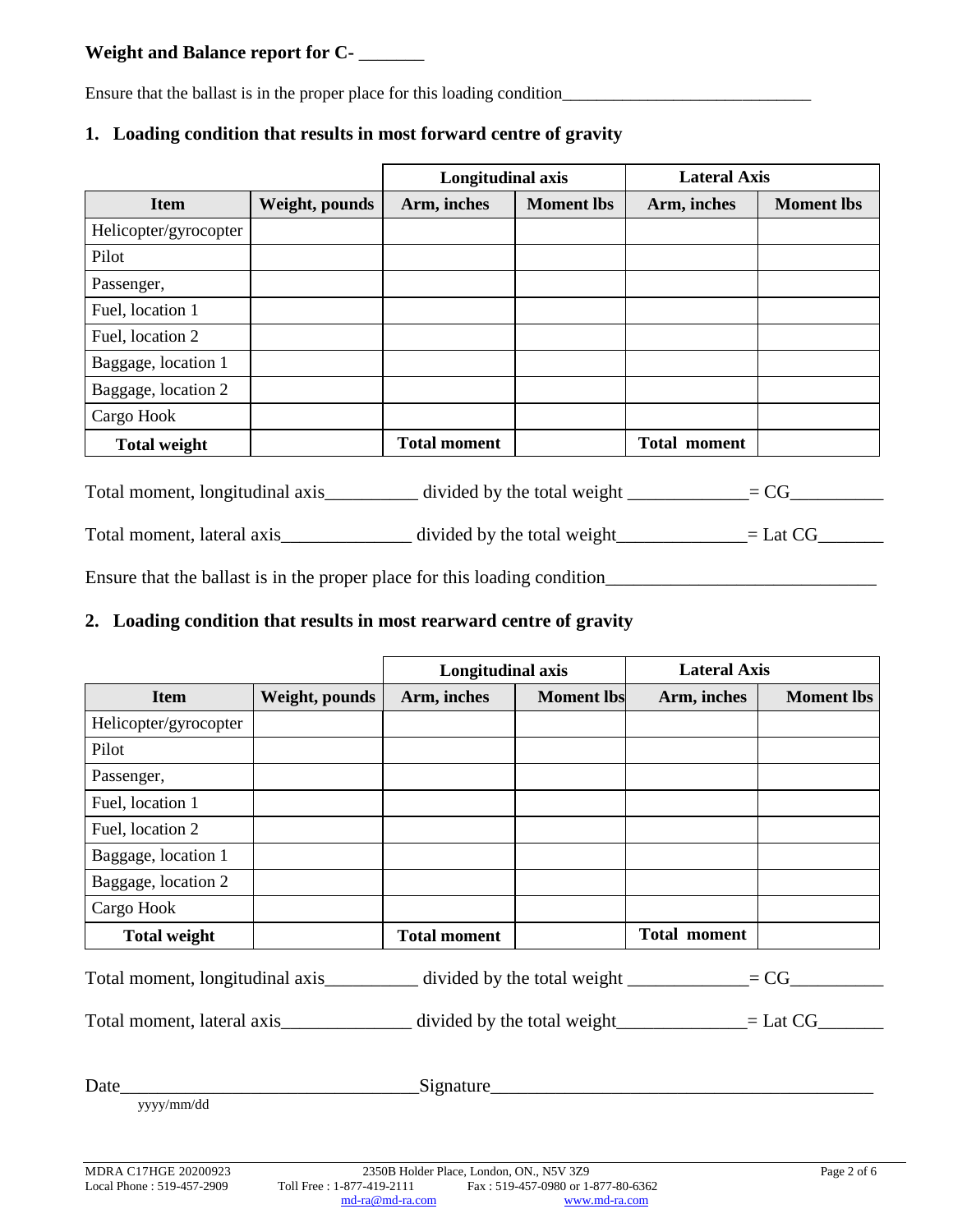**Weight and Balance report for C- _______**

Ensure that the ballast is in the proper place for this loading condition_____________________________

## 1. Loading condition that results in most forward centre of gravity

| | | Longitudinal axis | | Lateral Axis | |
|---|---|---|---|---|---|
| **Item** | **Weight, pounds** | **Arm, inches** | **Moment lbs** | **Arm, inches** | **Moment lbs** |
| Helicopter/gyrocopter | | | | | |
| Pilot | | | | | |
| Passenger, | | | | | |
| Fuel, location 1 | | | | | |
| Fuel, location 2 | | | | | |
| Baggage, location 1 | | | | | |
| Baggage, location 2 | | | | | |
| Cargo Hook | | | | | |
| **Total weight** | | **Total moment** | | **Total moment** | |

Total moment, longitudinal axis__________ divided by the total weight _____________= CG__________

Total moment, lateral axis______________ divided by the total weight______________= Lat CG_______

Ensure that the ballast is in the proper place for this loading condition_____________________________

## 2. Loading condition that results in most rearward centre of gravity

| | | Longitudinal axis | | Lateral Axis | |
|---|---|---|---|---|---|
| **Item** | **Weight, pounds** | **Arm, inches** | **Moment lbs** | **Arm, inches** | **Moment lbs** |
| Helicopter/gyrocopter | | | | | |
| Pilot | | | | | |
| Passenger, | | | | | |
| Fuel, location 1 | | | | | |
| Fuel, location 2 | | | | | |
| Baggage, location 1 | | | | | |
| Baggage, location 2 | | | | | |
| Cargo Hook | | | | | |
| **Total weight** | | **Total moment** | | **Total moment** | |

Total moment, longitudinal axis__________ divided by the total weight _____________= CG__________

Total moment, lateral axis______________ divided by the total weight______________= Lat CG_______

Date________________________________Signature__________________________________________
yyyy/mm/dd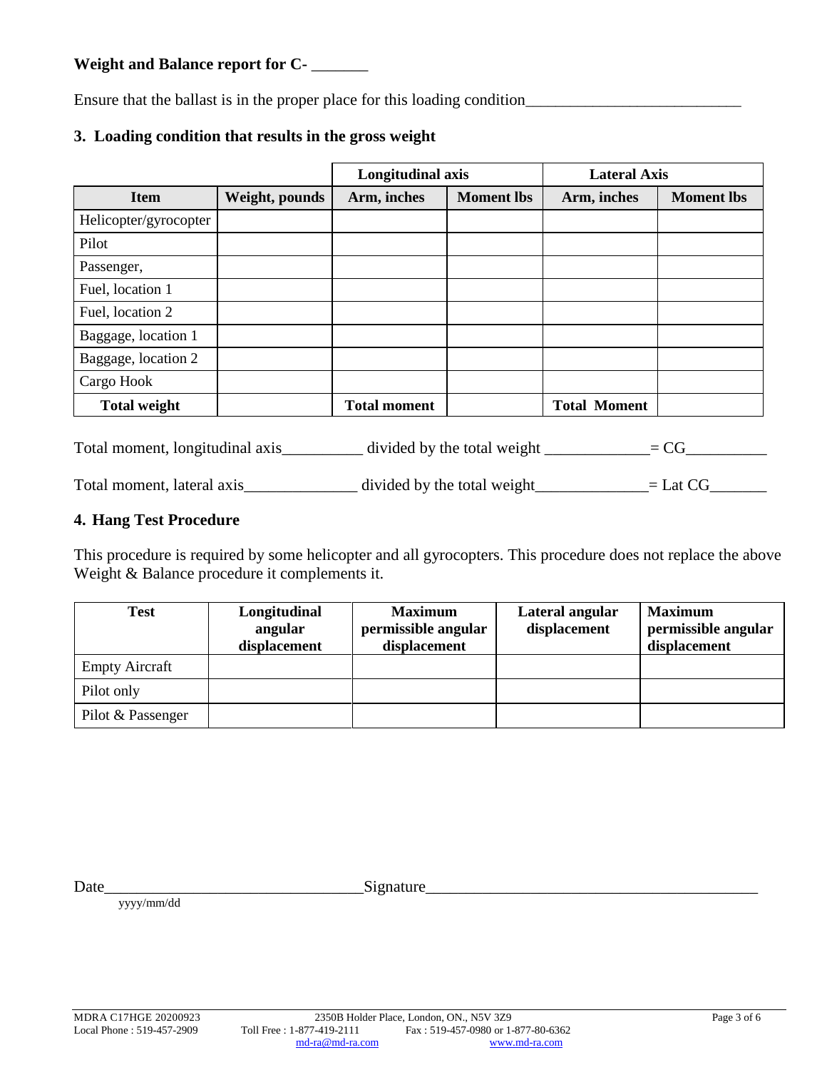**Weight and Balance report for C- _______**

Ensure that the ballast is in the proper place for this loading condition___________________________

### 3. Loading condition that results in the gross weight

| | | Longitudinal axis | | Lateral Axis | |
|---|---|---|---|---|---|
| **Item** | **Weight, pounds** | **Arm, inches** | **Moment lbs** | **Arm, inches** | **Moment lbs** |
| Helicopter/gyrocopter | | | | | |
| Pilot | | | | | |
| Passenger, | | | | | |
| Fuel, location 1 | | | | | |
| Fuel, location 2 | | | | | |
| Baggage, location 1 | | | | | |
| Baggage, location 2 | | | | | |
| Cargo Hook | | | | | |
| **Total weight** | | **Total moment** | | **Total Moment** | |

Total moment, longitudinal axis__________ divided by the total weight _____________= CG__________

Total moment, lateral axis______________ divided by the total weight______________= Lat CG_______

### 4. Hang Test Procedure

This procedure is required by some helicopter and all gyrocopters. This procedure does not replace the above Weight & Balance procedure it complements it.

| Test | Longitudinal angular displacement | Maximum permissible angular displacement | Lateral angular displacement | Maximum permissible angular displacement |
|---|---|---|---|---|
| Empty Aircraft | | | | |
| Pilot only | | | | |
| Pilot & Passenger | | | | |

Date________________________________Signature__________________________________________

yyyy/mm/dd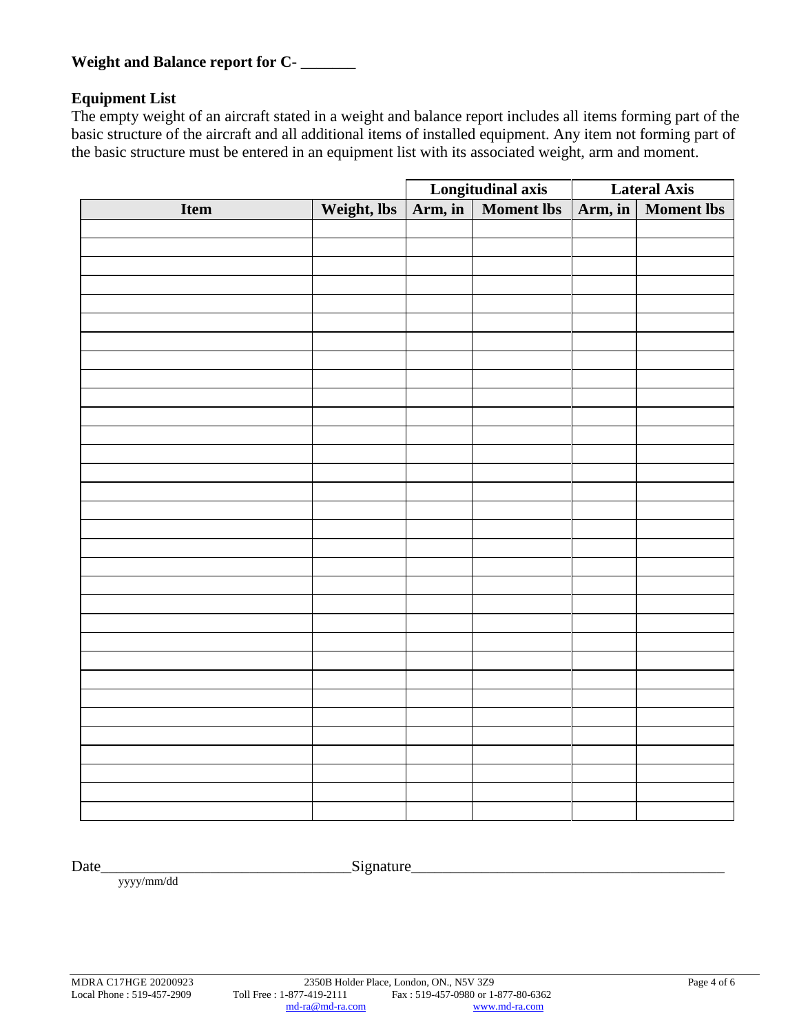**Weight and Balance report for C-** _______

**Equipment List**

The empty weight of an aircraft stated in a weight and balance report includes all items forming part of the basic structure of the aircraft and all additional items of installed equipment. Any item not forming part of the basic structure must be entered in an equipment list with its associated weight, arm and moment.

| | | Longitudinal axis | | Lateral Axis | |
|---|---|---|---|---|---|
| **Item** | **Weight, lbs** | **Arm, in** | **Moment lbs** | **Arm, in** | **Moment lbs** |
| | | | | | |
| | | | | | |
| | | | | | |
| | | | | | |
| | | | | | |
| | | | | | |
| | | | | | |
| | | | | | |
| | | | | | |
| | | | | | |
| | | | | | |
| | | | | | |
| | | | | | |
| | | | | | |
| | | | | | |
| | | | | | |
| | | | | | |
| | | | | | |
| | | | | | |
| | | | | | |
| | | | | | |
| | | | | | |
| | | | | | |
| | | | | | |
| | | | | | |
| | | | | | |
| | | | | | |
| | | | | | |
| | | | | | |
| | | | | | |
| | | | | | |
| | | | | | |
| | | | | | |

Date________________________________ Signature________________________________________
yyyy/mm/dd

MDRA C17HGE 20200923 — 2350B Holder Place, London, ON., N5V 3Z9
Local Phone : 519-457-2909 — Toll Free : 1-877-419-2111 — Fax : 519-457-0980 or 1-877-80-6362
md-ra@md-ra.com — www.md-ra.com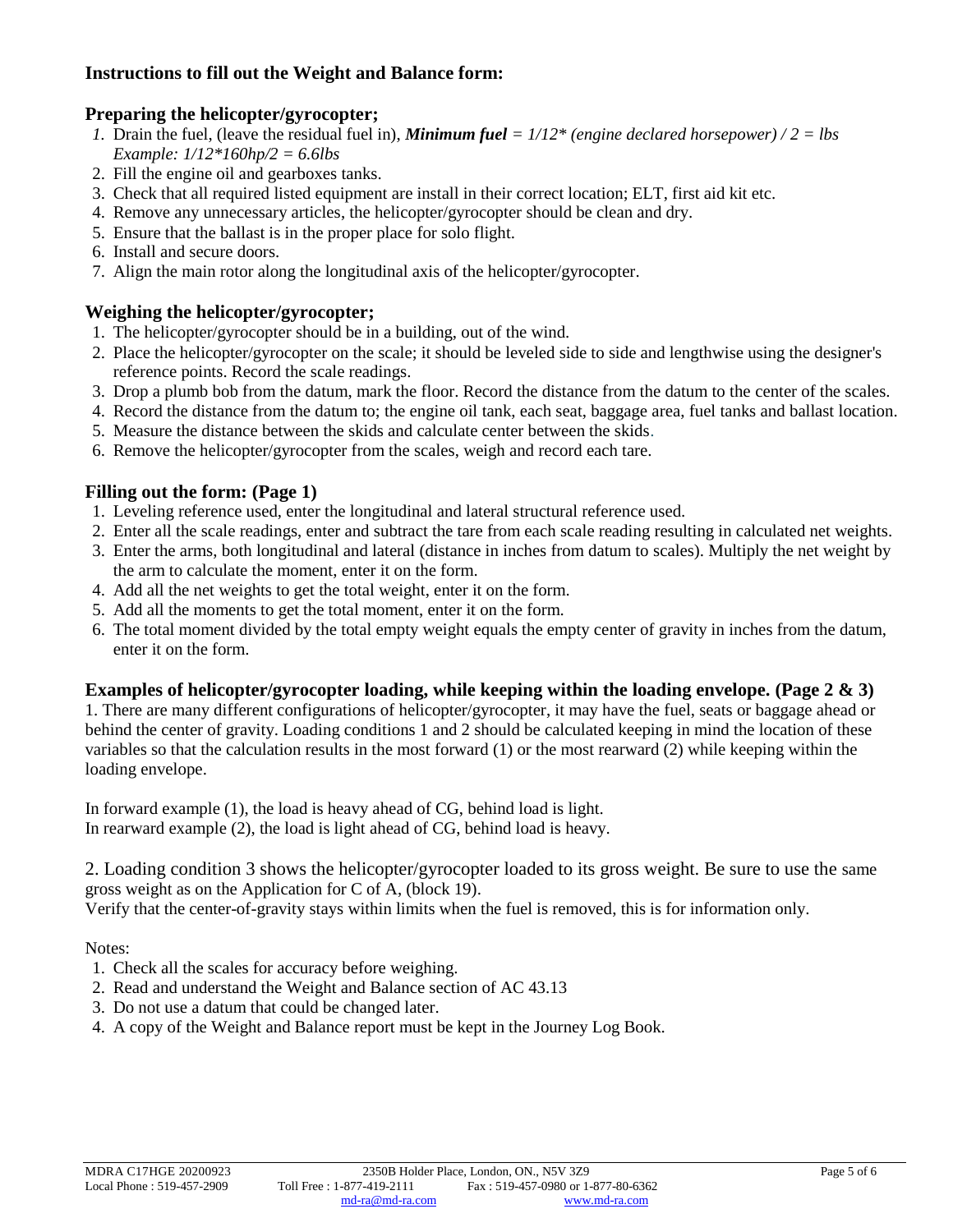## Instructions to fill out the Weight and Balance form:

### Preparing the helicopter/gyrocopter;

1. Drain the fuel, (leave the residual fuel in), ***Minimum fuel*** *= 1/12\* (engine declared horsepower) / 2 = lbs*
   *Example: 1/12\*160hp/2 = 6.6lbs*
2. Fill the engine oil and gearboxes tanks.
3. Check that all required listed equipment are install in their correct location; ELT, first aid kit etc.
4. Remove any unnecessary articles, the helicopter/gyrocopter should be clean and dry.
5. Ensure that the ballast is in the proper place for solo flight.
6. Install and secure doors.
7. Align the main rotor along the longitudinal axis of the helicopter/gyrocopter.

### Weighing the helicopter/gyrocopter;

1. The helicopter/gyrocopter should be in a building, out of the wind.
2. Place the helicopter/gyrocopter on the scale; it should be leveled side to side and lengthwise using the designer's reference points. Record the scale readings.
3. Drop a plumb bob from the datum, mark the floor. Record the distance from the datum to the center of the scales.
4. Record the distance from the datum to; the engine oil tank, each seat, baggage area, fuel tanks and ballast location.
5. Measure the distance between the skids and calculate center between the skids.
6. Remove the helicopter/gyrocopter from the scales, weigh and record each tare.

### Filling out the form: (Page 1)

1. Leveling reference used, enter the longitudinal and lateral structural reference used.
2. Enter all the scale readings, enter and subtract the tare from each scale reading resulting in calculated net weights.
3. Enter the arms, both longitudinal and lateral (distance in inches from datum to scales). Multiply the net weight by the arm to calculate the moment, enter it on the form.
4. Add all the net weights to get the total weight, enter it on the form.
5. Add all the moments to get the total moment, enter it on the form.
6. The total moment divided by the total empty weight equals the empty center of gravity in inches from the datum, enter it on the form.

### Examples of helicopter/gyrocopter loading, while keeping within the loading envelope. (Page 2 & 3)

1. There are many different configurations of helicopter/gyrocopter, it may have the fuel, seats or baggage ahead or behind the center of gravity. Loading conditions 1 and 2 should be calculated keeping in mind the location of these variables so that the calculation results in the most forward (1) or the most rearward (2) while keeping within the loading envelope.

In forward example (1), the load is heavy ahead of CG, behind load is light.
In rearward example (2), the load is light ahead of CG, behind load is heavy.

2. Loading condition 3 shows the helicopter/gyrocopter loaded to its gross weight. Be sure to use the same gross weight as on the Application for C of A, (block 19).
Verify that the center-of-gravity stays within limits when the fuel is removed, this is for information only.

Notes:

1. Check all the scales for accuracy before weighing.
2. Read and understand the Weight and Balance section of AC 43.13
3. Do not use a datum that could be changed later.
4. A copy of the Weight and Balance report must be kept in the Journey Log Book.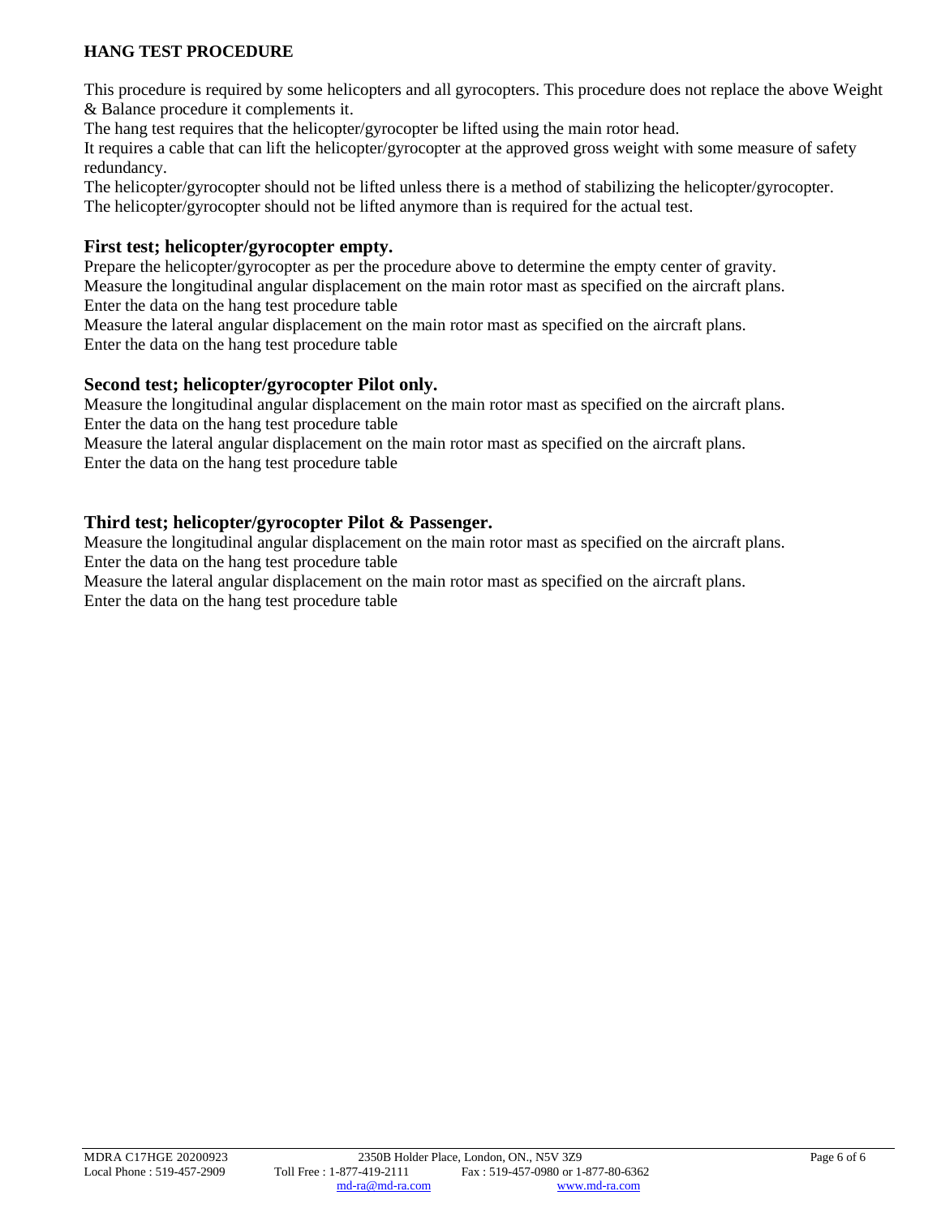## HANG TEST PROCEDURE

This procedure is required by some helicopters and all gyrocopters. This procedure does not replace the above Weight & Balance procedure it complements it.

The hang test requires that the helicopter/gyrocopter be lifted using the main rotor head.

It requires a cable that can lift the helicopter/gyrocopter at the approved gross weight with some measure of safety redundancy.

The helicopter/gyrocopter should not be lifted unless there is a method of stabilizing the helicopter/gyrocopter.

The helicopter/gyrocopter should not be lifted anymore than is required for the actual test.

### First test; helicopter/gyrocopter empty.

Prepare the helicopter/gyrocopter as per the procedure above to determine the empty center of gravity.

Measure the longitudinal angular displacement on the main rotor mast as specified on the aircraft plans.

Enter the data on the hang test procedure table

Measure the lateral angular displacement on the main rotor mast as specified on the aircraft plans.

Enter the data on the hang test procedure table

### Second test; helicopter/gyrocopter Pilot only.

Measure the longitudinal angular displacement on the main rotor mast as specified on the aircraft plans.

Enter the data on the hang test procedure table

Measure the lateral angular displacement on the main rotor mast as specified on the aircraft plans.

Enter the data on the hang test procedure table

### Third test; helicopter/gyrocopter Pilot & Passenger.

Measure the longitudinal angular displacement on the main rotor mast as specified on the aircraft plans.

Enter the data on the hang test procedure table

Measure the lateral angular displacement on the main rotor mast as specified on the aircraft plans.

Enter the data on the hang test procedure table